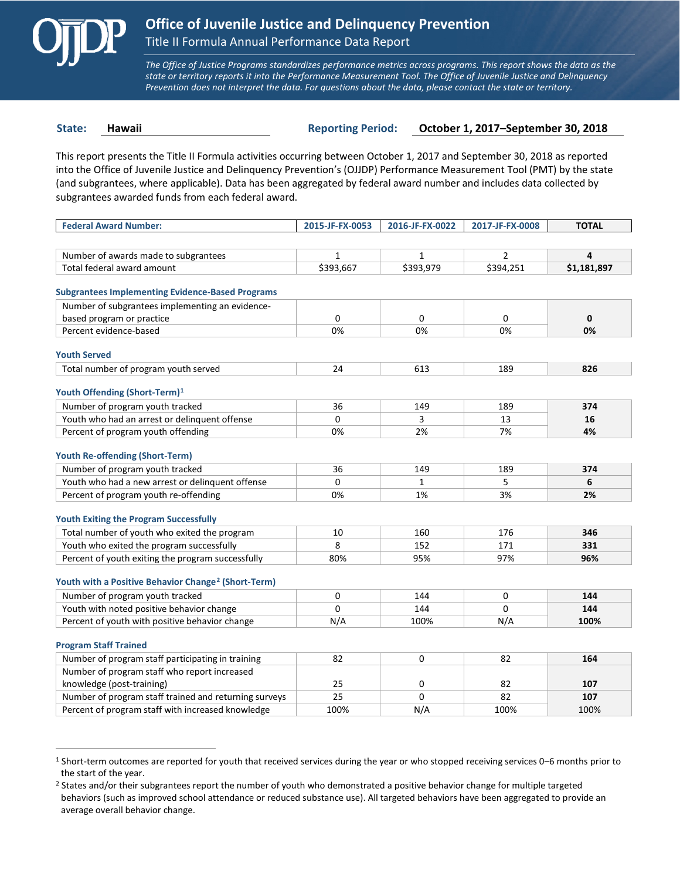# Office of Juvenile Justice and Delinquency Prevention

## Title II Formula Annual Performance Data Report

*The Office of Justice Programs standardizes performance metrics across programs. This report shows the data as the state or territory reports it into the Performance Measurement Tool. The Office of Juvenile Justice and Delinquency Prevention does not interpret the data. For questions about the data, please contact the state or territory.*

**State:** Hawaii **Reporting Period:** October 1, 2017–September 30, 2018

This report presents the Title II Formula activities occurring between October 1, 2017 and September 30, 2018 as reported into the Office of Juvenile Justice and Delinquency Prevention's (OJJDP) Performance Measurement Tool (PMT) by the state (and subgrantees, where applicable). Data has been aggregated by federal award number and includes data collected by subgrantees awarded funds from each federal award.

| Federal Award Number: | 2015-JF-FX-0053 | 2016-JF-FX-0022 | 2017-JF-FX-0008 | TOTAL |
|---|---|---|---|---|
| Number of awards made to subgrantees | 1 | 1 | 2 | **4** |
| Total federal award amount | $393,667 | $393,979 | $394,251 | **$1,181,897** |
| **Subgrantees Implementing Evidence-Based Programs** | | | | |
| Number of subgrantees implementing an evidence-based program or practice | 0 | 0 | 0 | **0** |
| Percent evidence-based | 0% | 0% | 0% | **0%** |
| **Youth Served** | | | | |
| Total number of program youth served | 24 | 613 | 189 | **826** |
| **Youth Offending (Short-Term)[1]** | | | | |
| Number of program youth tracked | 36 | 149 | 189 | **374** |
| Youth who had an arrest or delinquent offense | 0 | 3 | 13 | **16** |
| Percent of program youth offending | 0% | 2% | 7% | **4%** |
| **Youth Re-offending (Short-Term)** | | | | |
| Number of program youth tracked | 36 | 149 | 189 | **374** |
| Youth who had a new arrest or delinquent offense | 0 | 1 | 5 | **6** |
| Percent of program youth re-offending | 0% | 1% | 3% | **2%** |
| **Youth Exiting the Program Successfully** | | | | |
| Total number of youth who exited the program | 10 | 160 | 176 | **346** |
| Youth who exited the program successfully | 8 | 152 | 171 | **331** |
| Percent of youth exiting the program successfully | 80% | 95% | 97% | **96%** |
| **Youth with a Positive Behavior Change[2] (Short-Term)** | | | | |
| Number of program youth tracked | 0 | 144 | 0 | **144** |
| Youth with noted positive behavior change | 0 | 144 | 0 | **144** |
| Percent of youth with positive behavior change | N/A | 100% | N/A | **100%** |
| **Program Staff Trained** | | | | |
| Number of program staff participating in training | 82 | 0 | 82 | **164** |
| Number of program staff who report increased knowledge (post-training) | 25 | 0 | 82 | **107** |
| Number of program staff trained and returning surveys | 25 | 0 | 82 | **107** |
| Percent of program staff with increased knowledge | 100% | N/A | 100% | 100% |

[1] Short-term outcomes are reported for youth that received services during the year or who stopped receiving services 0–6 months prior to the start of the year.

[2] States and/or their subgrantees report the number of youth who demonstrated a positive behavior change for multiple targeted behaviors (such as improved school attendance or reduced substance use). All targeted behaviors have been aggregated to provide an average overall behavior change.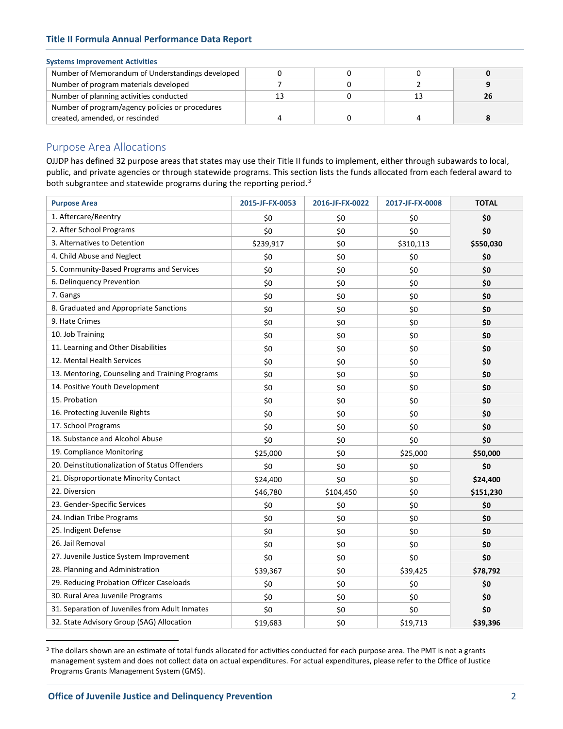**Systems Improvement Activities**

| | | | | |
|---|---|---|---|---|
| Number of Memorandum of Understandings developed | 0 | 0 | 0 | **0** |
| Number of program materials developed | 7 | 0 | 2 | **9** |
| Number of planning activities conducted | 13 | 0 | 13 | **26** |
| Number of program/agency policies or procedures created, amended, or rescinded | 4 | 0 | 4 | **8** |

## Purpose Area Allocations

OJJDP has defined 32 purpose areas that states may use their Title II funds to implement, either through subawards to local, public, and private agencies or through statewide programs. This section lists the funds allocated from each federal award to both subgrantee and statewide programs during the reporting period.[3]

| Purpose Area | 2015-JF-FX-0053 | 2016-JF-FX-0022 | 2017-JF-FX-0008 | TOTAL |
|---|---|---|---|---|
| 1. Aftercare/Reentry | $0 | $0 | $0 | **$0** |
| 2. After School Programs | $0 | $0 | $0 | **$0** |
| 3. Alternatives to Detention | $239,917 | $0 | $310,113 | **$550,030** |
| 4. Child Abuse and Neglect | $0 | $0 | $0 | **$0** |
| 5. Community-Based Programs and Services | $0 | $0 | $0 | **$0** |
| 6. Delinquency Prevention | $0 | $0 | $0 | **$0** |
| 7. Gangs | $0 | $0 | $0 | **$0** |
| 8. Graduated and Appropriate Sanctions | $0 | $0 | $0 | **$0** |
| 9. Hate Crimes | $0 | $0 | $0 | **$0** |
| 10. Job Training | $0 | $0 | $0 | **$0** |
| 11. Learning and Other Disabilities | $0 | $0 | $0 | **$0** |
| 12. Mental Health Services | $0 | $0 | $0 | **$0** |
| 13. Mentoring, Counseling and Training Programs | $0 | $0 | $0 | **$0** |
| 14. Positive Youth Development | $0 | $0 | $0 | **$0** |
| 15. Probation | $0 | $0 | $0 | **$0** |
| 16. Protecting Juvenile Rights | $0 | $0 | $0 | **$0** |
| 17. School Programs | $0 | $0 | $0 | **$0** |
| 18. Substance and Alcohol Abuse | $0 | $0 | $0 | **$0** |
| 19. Compliance Monitoring | $25,000 | $0 | $25,000 | **$50,000** |
| 20. Deinstitutionalization of Status Offenders | $0 | $0 | $0 | **$0** |
| 21. Disproportionate Minority Contact | $24,400 | $0 | $0 | **$24,400** |
| 22. Diversion | $46,780 | $104,450 | $0 | **$151,230** |
| 23. Gender-Specific Services | $0 | $0 | $0 | **$0** |
| 24. Indian Tribe Programs | $0 | $0 | $0 | **$0** |
| 25. Indigent Defense | $0 | $0 | $0 | **$0** |
| 26. Jail Removal | $0 | $0 | $0 | **$0** |
| 27. Juvenile Justice System Improvement | $0 | $0 | $0 | **$0** |
| 28. Planning and Administration | $39,367 | $0 | $39,425 | **$78,792** |
| 29. Reducing Probation Officer Caseloads | $0 | $0 | $0 | **$0** |
| 30. Rural Area Juvenile Programs | $0 | $0 | $0 | **$0** |
| 31. Separation of Juveniles from Adult Inmates | $0 | $0 | $0 | **$0** |
| 32. State Advisory Group (SAG) Allocation | $19,683 | $0 | $19,713 | **$39,396** |

[3] The dollars shown are an estimate of total funds allocated for activities conducted for each purpose area. The PMT is not a grants management system and does not collect data on actual expenditures. For actual expenditures, please refer to the Office of Justice Programs Grants Management System (GMS).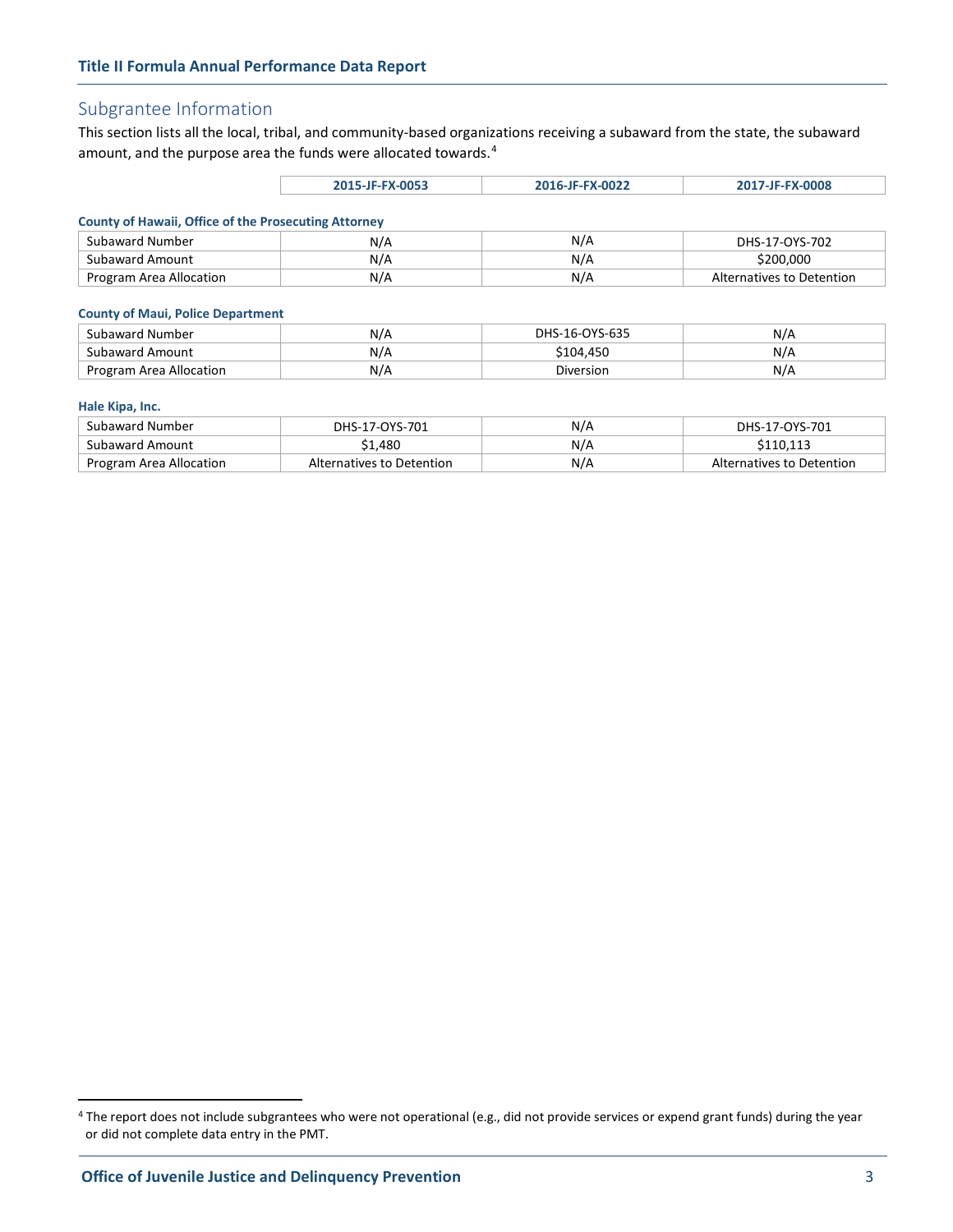## Subgrantee Information

This section lists all the local, tribal, and community-based organizations receiving a subaward from the state, the subaward amount, and the purpose area the funds were allocated towards.[4]

**County of Hawaii, Office of the Prosecuting Attorney**

| | 2015-JF-FX-0053 | 2016-JF-FX-0022 | 2017-JF-FX-0008 |
|---|---|---|---|
| Subaward Number | N/A | N/A | DHS-17-OYS-702 |
| Subaward Amount | N/A | N/A | $200,000 |
| Program Area Allocation | N/A | N/A | Alternatives to Detention |

**County of Maui, Police Department**

| | 2015-JF-FX-0053 | 2016-JF-FX-0022 | 2017-JF-FX-0008 |
|---|---|---|---|
| Subaward Number | N/A | DHS-16-OYS-635 | N/A |
| Subaward Amount | N/A | $104,450 | N/A |
| Program Area Allocation | N/A | Diversion | N/A |

**Hale Kipa, Inc.**

| | 2015-JF-FX-0053 | 2016-JF-FX-0022 | 2017-JF-FX-0008 |
|---|---|---|---|
| Subaward Number | DHS-17-OYS-701 | N/A | DHS-17-OYS-701 |
| Subaward Amount | $1,480 | N/A | $110,113 |
| Program Area Allocation | Alternatives to Detention | N/A | Alternatives to Detention |

[4] The report does not include subgrantees who were not operational (e.g., did not provide services or expend grant funds) during the year or did not complete data entry in the PMT.